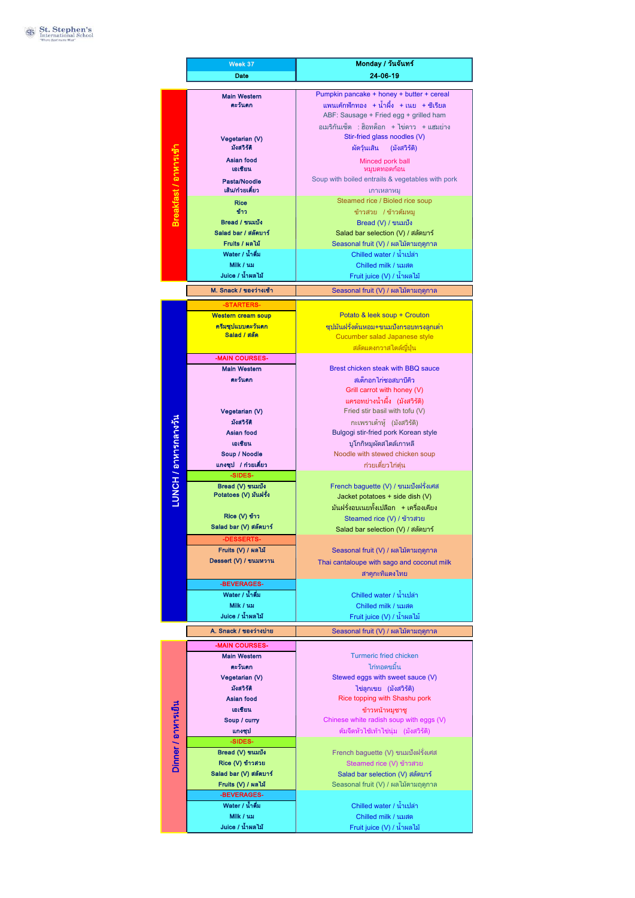St. Stephen's International School

| | Week 37 | Monday / วันจันทร์ |
|---|---|---|
| | Date | 24-06-19 |
| Breakfast / อาหารเช้า | Main Western<br>ตะวันตก | Pumpkin pancake + honey + butter + cereal<br>แพนเค้กฟักทอง + น้ำผึ้ง + เนย + ซีเรียล<br>ABF: Sausage + Fried egg + grilled ham<br>อเมริกันเซ็ต : ฮอทด็อก + ไข่ดาว + แฮมย่าง |
| | Vegetarian (V)<br>มังสวิรัติ | Stir-fried glass noodles (V)<br>ผัดวุ้นเส้น (มังสวิรัติ) |
| | Asian food<br>เอเชียน | Minced pork ball<br>หมูบดทอดก้อน |
| | Pasta/Noodle<br>เส้น/ก๋วยเตี๋ยว | Soup with boiled entrails & vegetables with pork<br>เกาเหลาหมู |
| | Rice<br>ข้าว | Steamed rice / Bioled rice soup<br>ข้าวสวย / ข้าวต้มหมู |
| | Bread / ขนมปัง | Bread (V) / ขนมปัง |
| | Salad bar / สลัดบาร์ | Salad bar selection (V) / สลัดบาร์ |
| | Fruits / ผลไม้ | Seasonal fruit (V) / ผลไม้ตามฤดูกาล |
| | Water / น้ำดื่ม | Chilled water / น้ำเปล่า |
| | Milk / นม | Chilled milk / นมสด |
| | Juice / น้ำผลไม้ | Fruit juice (V) / น้ำผลไม้ |
| | M. Snack / ของว่างเช้า | Seasonal fruit (V) / ผลไม้ตามฤดูกาล |
| LUNCH / อาหารกลางวัน | -STARTERS- | |
| | Western cream soup<br>ครีมซุปแบบตะวันตก | Potato & leek soup + Crouton<br>ซุปมันฝรั่งต้นหอม+ขนมปังกรอบทรงลูกเต๋า |
| | Salad / สลัด | Cucumber salad Japanese style<br>สลัดแตงกวาสไตล์ญี่ปุ่น |
| | -MAIN COURSES- | |
| | Main Western<br>ตะวันตก | Brest chicken steak with BBQ sauce<br>สเต็กอกไก่ซอสบาบีคิว<br>Grill carrot with honey (V)<br>แครอทย่างน้ำผึ้ง (มังสวิรัติ) |
| | Vegetarian (V)<br>มังสวิรัติ | Fried stir basil with tofu (V)<br>กะเพราเต้าหู้ (มังสวิรัติ) |
| | Asian food<br>เอเชียน | Bulgogi stir-fried pork Korean style<br>บูโกกิหมูผัดสไตล์เกาหลี |
| | Soup / Noodle<br>แกงซุป / ก๋วยเตี๋ยว | Noodle with stewed chicken soup<br>ก๋วยเตี๋ยวไก่ตุ๋น |
| | -SIDES- | |
| | Bread (V) ขนมปัง | French baguette (V) / ขนมปังฝรั่งเศส |
| | Potatoes (V) มันฝรั่ง | Jacket potatoes + side dish (V)<br>มันฝรั่งอบเนยทั้งเปลือก + เครื่องเคียง |
| | Rice (V) ข้าว | Steamed rice (V) / ข้าวสวย |
| | Salad bar (V) สลัดบาร์ | Salad bar selection (V) / สลัดบาร์ |
| | -DESSERTS- | |
| | Fruits (V) / ผลไม้ | Seasonal fruit (V) / ผลไม้ตามฤดูกาล |
| | Dessert (V) / ขนมหวาน | Thai cantaloupe with sago and coconut milk<br>สาคูกะทิแตงไทย |
| | -BEVERAGES- | |
| | Water / น้ำดื่ม | Chilled water / น้ำเปล่า |
| | Milk / นม | Chilled milk / นมสด |
| | Juice / น้ำผลไม้ | Fruit juice (V) / น้ำผลไม้ |
| | A. Snack / ของว่างบ่าย | Seasonal fruit (V) / ผลไม้ตามฤดูกาล |
| Dinner / อาหารเย็น | -MAIN COURSES- | |
| | Main Western<br>ตะวันตก | Turmeric fried chicken<br>ไก่ทอดขมิ้น |
| | Vegetarian (V)<br>มังสวิรัติ | Stewed eggs with sweet sauce (V)<br>ไข่ลูกเขย (มังสวิรัติ) |
| | Asian food<br>เอเชียน | Rice topping with Shashu pork<br>ข้าวหน้าหมูชาชู |
| | Soup / curry<br>แกงซุป | Chinese white radish soup with eggs (V)<br>ต้มจืดหัวไช้เท้าไข่นุ่ม (มังสวิรัติ) |
| | -SIDES- | |
| | Bread (V) ขนมปัง | French baguette (V) ขนมปังฝรั่งเศส |
| | Rice (V) ข้าวสวย | Steamed rice (V) ข้าวสวย |
| | Salad bar (V) สลัดบาร์ | Salad bar selection (V) สลัดบาร์ |
| | Fruits (V) / ผลไม้ | Seasonal fruit (V) / ผลไม้ตามฤดูกาล |
| | -BEVERAGES- | |
| | Water / น้ำดื่ม | Chilled water / น้ำเปล่า |
| | Milk / นม | Chilled milk / นมสด |
| | Juice / น้ำผลไม้ | Fruit juice (V) / น้ำผลไม้ |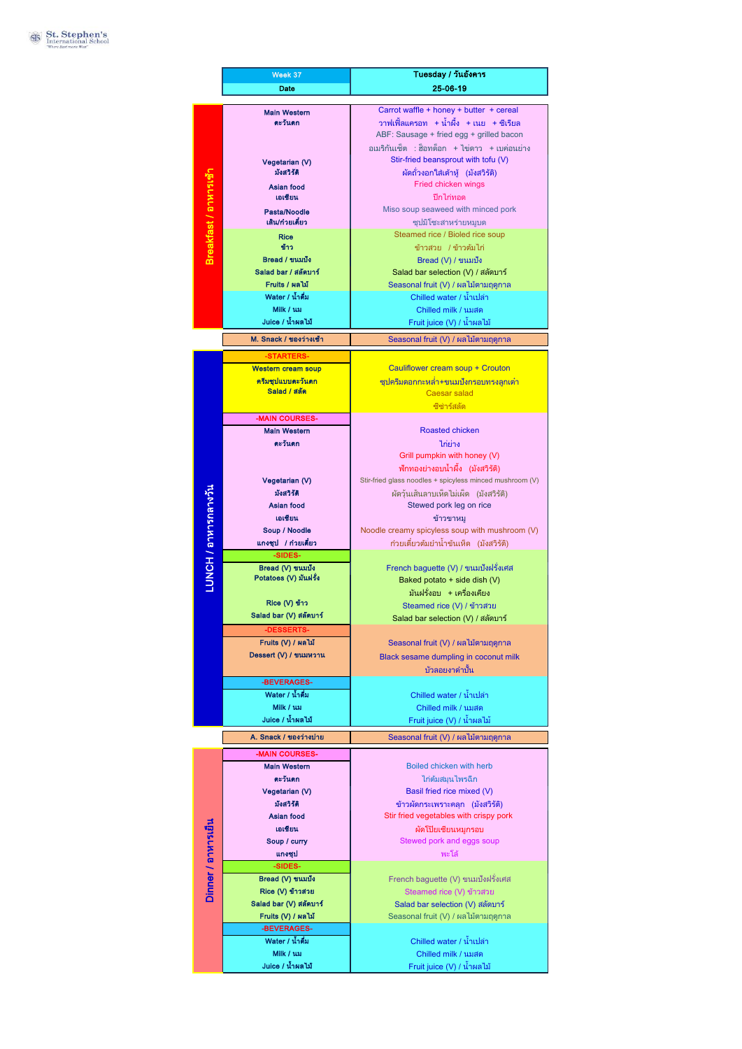St. Stephen's International School

| Week 37 | Tuesday / วันอังคาร |
|---|---|
| Date | 25-06-19 |

| Breakfast / อาหารเช้า | | |
|---|---|---|
| | Main Western ตะวันตก | Carrot waffle + honey + butter + cereal วาฟเฟิลแครอท + น้ำผึ้ง + เนย + ซีเรียล ABF: Sausage + fried egg + grilled bacon อเมริกันเซ็ต : ฮ็อทด็อก + ไข่ดาว + เบค่อนย่าง |
| | Vegetarian (V) มังสวิรัติ | Stir-fried beansprout with tofu (V) ผัดถั่วงอกใส่เต้าหู้ (มังสวิรัติ) |
| | Asian food เอเชียน | Fried chicken wings ปีกไก่ทอด |
| | Pasta/Noodle เส้น/ก๋วยเตี๋ยว | Miso soup seaweed with minced pork ซุปมิโซะสาหร่ายหมูบด |
| | Rice ข้าว | Steamed rice / Bioled rice soup ข้าวสวย / ข้าวต้มไก่ |
| | Bread / ขนมปัง | Bread (V) / ขนมปัง |
| | Salad bar / สลัดบาร์ | Salad bar selection (V) / สลัดบาร์ |
| | Fruits / ผลไม้ | Seasonal fruit (V) / ผลไม้ตามฤดูกาล |
| | Water / น้ำดื่ม | Chilled water / น้ำเปล่า |
| | Milk / นม | Chilled milk / นมสด |
| | Juice / น้ำผลไม้ | Fruit juice (V) / น้ำผลไม้ |

| M. Snack / ของว่างเช้า | Seasonal fruit (V) / ผลไม้ตามฤดูกาล |
|---|---|

| LUNCH / อาหารกลางวัน | | |
|---|---|---|
| | -STARTERS- | |
| | Western cream soup ครีมซุปแบบตะวันตก | Cauliflower cream soup + Crouton ซุปครีมดอกกะหล่ำ+ขนมปังกรอบทรงลูกเต๋า |
| | Salad / สลัด | Caesar salad ซีซ่าร์สลัด |
| | -MAIN COURSES- | |
| | Main Western ตะวันตก | Roasted chicken ไก่ย่าง Grill pumpkin with honey (V) ฟักทองย่างอบน้ำผึ้ง (มังสวิรัติ) |
| | Vegetarian (V) มังสวิรัติ | Stir-fried glass noodles + spicyless minced mushroom (V) ผัดวุ้นเส้นลาบเห็ดไม่เผ็ด (มังสวิรัติ) |
| | Asian food เอเชียน | Stewed pork leg on rice ข้าวขาหมู |
| | Soup / Noodle แกงซุป / ก๋วยเตี๋ยว | Noodle creamy spicyless soup with mushroom (V) ก๋วยเตี๋ยวต้มยำน้ำข้นเห็ด (มังสวิรัติ) |
| | -SIDES- | |
| | Bread (V) ขนมปัง | French baguette (V) / ขนมปังฝรั่งเศส |
| | Potatoes (V) มันฝรั่ง | Baked potato + side dish (V) มันฝรั่งอบ + เครื่องเคียง |
| | Rice (V) ข้าว | Steamed rice (V) / ข้าวสวย |
| | Salad bar (V) สลัดบาร์ | Salad bar selection (V) / สลัดบาร์ |
| | -DESSERTS- | |
| | Fruits (V) / ผลไม้ | Seasonal fruit (V) / ผลไม้ตามฤดูกาล |
| | Dessert (V) / ขนมหวาน | Black sesame dumpling in coconut milk บัวลอยงาดำปั้น |
| | -BEVERAGES- | |
| | Water / น้ำดื่ม | Chilled water / น้ำเปล่า |
| | Milk / นม | Chilled milk / นมสด |
| | Juice / น้ำผลไม้ | Fruit juice (V) / น้ำผลไม้ |

| A. Snack / ของว่างบ่าย | Seasonal fruit (V) / ผลไม้ตามฤดูกาล |
|---|---|

| Dinner / อาหารเย็น | | |
|---|---|---|
| | -MAIN COURSES- | |
| | Main Western ตะวันตก | Boiled chicken with herb ไก่ต้มสมุนไพรฉีก |
| | Vegetarian (V) มังสวิรัติ | Basil fried rice mixed (V) ข้าวผัดกระเพราะคลุก (มังสวิรัติ) |
| | Asian food เอเชียน | Stir fried vegetables with crispy pork ผัดโป๊ยเซียนหมูกรอบ |
| | Soup / curry แกงซุป | Stewed pork and eggs soup พะโล้ |
| | -SIDES- | |
| | Bread (V) ขนมปัง | French baguette (V) ขนมปังฝรั่งเศส |
| | Rice (V) ข้าวสวย | Steamed rice (V) ข้าวสวย |
| | Salad bar (V) สลัดบาร์ | Salad bar selection (V) สลัดบาร์ |
| | Fruits (V) / ผลไม้ | Seasonal fruit (V) / ผลไม้ตามฤดูกาล |
| | -BEVERAGES- | |
| | Water / น้ำดื่ม | Chilled water / น้ำเปล่า |
| | Milk / นม | Chilled milk / นมสด |
| | Juice / น้ำผลไม้ | Fruit juice (V) / น้ำผลไม้ |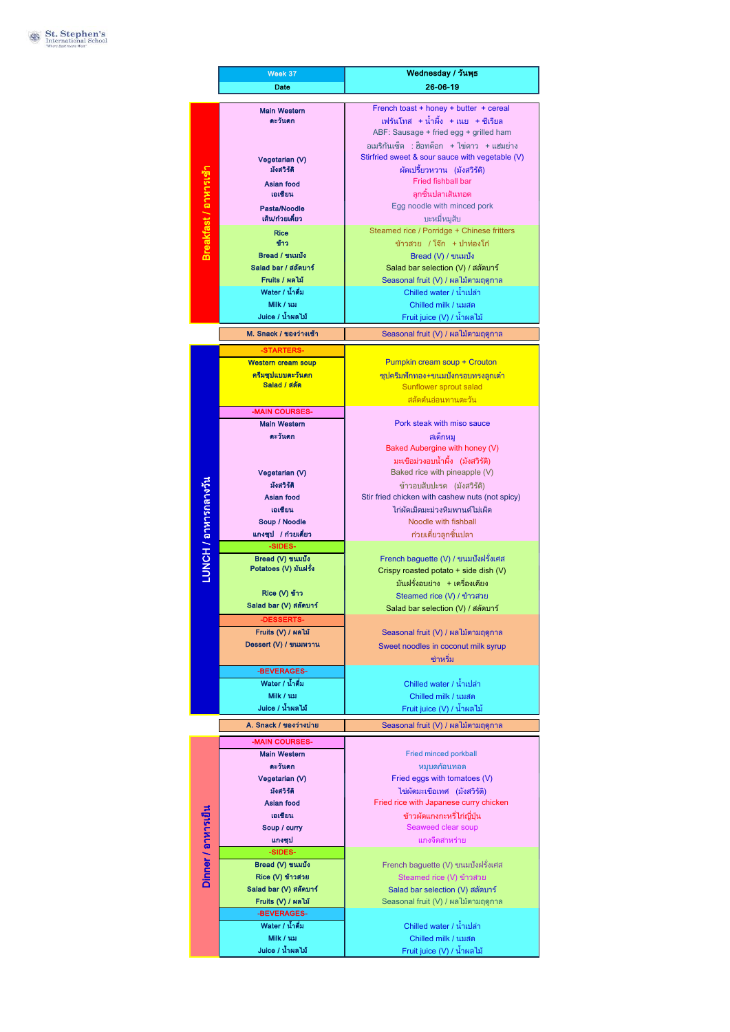St. Stephen's International School

| Week 37 | Wednesday / วันพุธ |
|---|---|
| Date | 26-06-19 |

## Breakfast / อาหารเช้า

| Category | Menu |
|---|---|
| Main Western ตะวันตก | French toast + honey + butter + cereal<br>เฟรนโทส + น้ำผึ้ง + เนย + ซีเรียล<br>ABF: Sausage + fried egg + grilled ham<br>อเมริกันเซ็ต : ฮ็อทด็อก + ไข่ดาว + แฮมย่าง |
| Vegetarian (V) มังสวิรัติ | Stirfried sweet & sour sauce with vegetable (V)<br>ผัดเปรี้ยวหวาน (มังสวิรัติ) |
| Asian food เอเชียน | Fried fishball bar<br>ลูกชิ้นปลาเส้นทอด |
| Pasta/Noodle เส้น/ก๋วยเตี๋ยว | Egg noodle with minced pork<br>บะหมี่หมูสับ |
| Rice ข้าว | Steamed rice / Porridge + Chinese fritters<br>ข้าวสวย / โจ๊ก + ปาท่องโก๋ |
| Bread / ขนมปัง | Bread (V) / ขนมปัง |
| Salad bar / สลัดบาร์ | Salad bar selection (V) / สลัดบาร์ |
| Fruits / ผลไม้ | Seasonal fruit (V) / ผลไม้ตามฤดูกาล |
| Water / น้ำดื่ม | Chilled water / น้ำเปล่า |
| Milk / นม | Chilled milk / นมสด |
| Juice / น้ำผลไม้ | Fruit juice (V) / น้ำผลไม้ |

| M. Snack / ของว่างเช้า | Seasonal fruit (V) / ผลไม้ตามฤดูกาล |
|---|---|

## LUNCH / อาหารกลางวัน

| Category | Menu |
|---|---|
| **-STARTERS-** | |
| Western cream soup ครีมซุปแบบตะวันตก | Pumpkin cream soup + Crouton<br>ซุปครีมฟักทอง+ขนมปังกรอบทรงลูกเต๋า |
| Salad / สลัด | Sunflower sprout salad<br>สลัดต้นอ่อนทานตะวัน |
| **-MAIN COURSES-** | |
| Main Western ตะวันตก | Pork steak with miso sauce<br>สเต็กหมู<br>Baked Aubergine with honey (V)<br>มะเขือม่วงอบน้ำผึ้ง (มังสวิรัติ) |
| Vegetarian (V) มังสวิรัติ | Baked rice with pineapple (V)<br>ข้าวอบสับปะรด (มังสวิรัติ) |
| Asian food เอเชียน | Stir fried chicken with cashew nuts (not spicy)<br>ไก่ผัดเม็ดมะม่วงหิมพานต์ไม่เผ็ด |
| Soup / Noodle แกงจืด / ก๋วยเตี๋ยว | Noodle with fishball<br>ก๋วยเตี๋ยวลูกชิ้นปลา |
| **-SIDES-** | |
| Bread (V) ขนมปัง | French baguette (V) / ขนมปังฝรั่งเศส |
| Potatoes (V) มันฝรั่ง | Crispy roasted potato + side dish (V)<br>มันฝรั่งอบย่าง + เครื่องเคียง |
| Rice (V) ข้าว | Steamed rice (V) / ข้าวสวย |
| Salad bar (V) สลัดบาร์ | Salad bar selection (V) / สลัดบาร์ |
| **-DESSERTS-** | |
| Fruits (V) / ผลไม้ | Seasonal fruit (V) / ผลไม้ตามฤดูกาล |
| Dessert (V) / ขนมหวาน | Sweet noodles in coconut milk syrup<br>ซาหริ่ม |
| **-BEVERAGES-** | |
| Water / น้ำดื่ม | Chilled water / น้ำเปล่า |
| Milk / นม | Chilled milk / นมสด |
| Juice / น้ำผลไม้ | Fruit juice (V) / น้ำผลไม้ |

| A. Snack / ของว่างบ่าย | Seasonal fruit (V) / ผลไม้ตามฤดูกาล |
|---|---|

## Dinner / อาหารเย็น

| Category | Menu |
|---|---|
| **-MAIN COURSES-** | |
| Main Western ตะวันตก | Fried minced porkball<br>หมูบดก้อนทอด |
| Vegetarian (V) มังสวิรัติ | Fried eggs with tomatoes (V)<br>ไข่ผัดมะเขือเทศ (มังสวิรัติ) |
| Asian food เอเชียน | Fried rice with Japanese curry chicken<br>ข้าวผัดแกงกะหรี่ไก่ญี่ปุ่น |
| Soup / curry แกงจืด | Seaweed clear soup<br>แกงจืดสาหร่าย |
| **-SIDES-** | |
| Bread (V) ขนมปัง | French baguette (V) ขนมปังฝรั่งเศส |
| Rice (V) ข้าวสวย | Steamed rice (V) ข้าวสวย |
| Salad bar (V) สลัดบาร์ | Salad bar selection (V) สลัดบาร์ |
| Fruits (V) / ผลไม้ | Seasonal fruit (V) / ผลไม้ตามฤดูกาล |
| **-BEVERAGES-** | |
| Water / น้ำดื่ม | Chilled water / น้ำเปล่า |
| Milk / นม | Chilled milk / นมสด |
| Juice / น้ำผลไม้ | Fruit juice (V) / น้ำผลไม้ |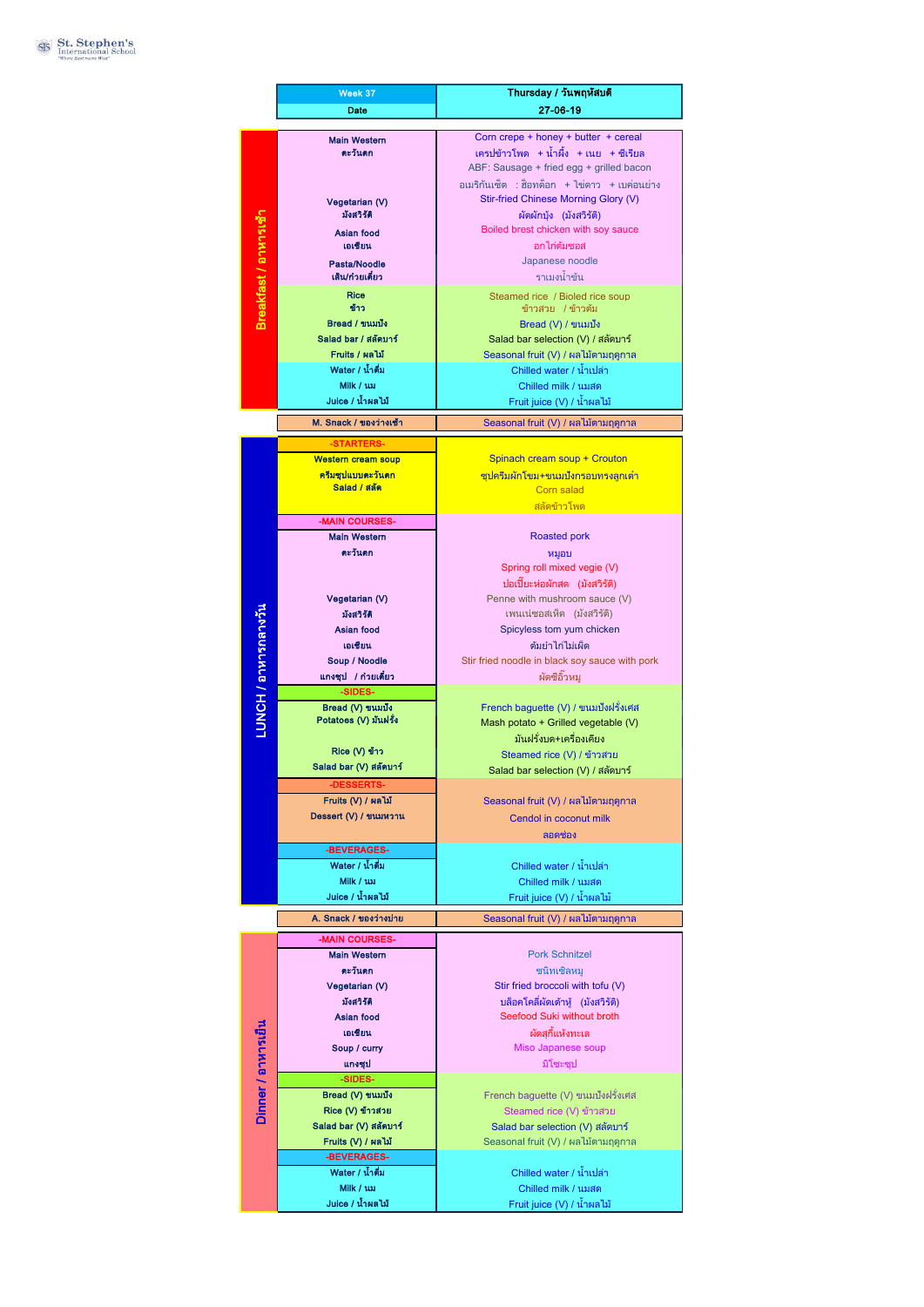St. Stephen's International School

| Week 37 | Thursday / วันพฤหัสบดี |
|---|---|
| Date | 27-06-19 |

## Breakfast / อาหารเช้า

| | |
|---|---|
| Main Western ตะวันตก | Corn crepe + honey + butter + cereal<br>เครปข้าวโพด + น้ำผึ้ง + เนย + ซีเรียล<br>ABF: Sausage + fried egg + grilled bacon<br>อเมริกันเซ็ต : ฮ็อทด็อก + ไข่ดาว + เบค่อนย่าง |
| Vegetarian (V) มังสวิรัติ | Stir-fried Chinese Morning Glory (V)<br>ผัดผักบุ้ง (มังสวิรัติ) |
| Asian food เอเชียน | Boiled brest chicken with soy sauce<br>อกไก่ต้มซอส |
| Pasta/Noodle เส้น/ก๋วยเตี๋ยว | Japanese noodle<br>ราเมงน้ำข้น |
| Rice ข้าว | Steamed rice / Bioled rice soup<br>ข้าวสวย / ข้าวต้ม |
| Bread / ขนมปัง | Bread (V) / ขนมปัง |
| Salad bar / สลัดบาร์ | Salad bar selection (V) / สลัดบาร์ |
| Fruits / ผลไม้ | Seasonal fruit (V) / ผลไม้ตามฤดูกาล |
| Water / น้ำดื่ม | Chilled water / น้ำเปล่า |
| Milk / นม | Chilled milk / นมสด |
| Juice / น้ำผลไม้ | Fruit juice (V) / น้ำผลไม้ |

| | |
|---|---|
| M. Snack / ของว่างเช้า | Seasonal fruit (V) / ผลไม้ตามฤดูกาล |

## LUNCH / อาหารกลางวัน

| | |
|---|---|
| **-STARTERS-** | |
| Western cream soup ครีมซุปแบบตะวันตก | Spinach cream soup + Crouton<br>ซุปครีมผักโขม+ขนมปังกรอบทรงลูกเต๋า |
| Salad / สลัด | Corn salad<br>สลัดข้าวโพด |
| **-MAIN COURSES-** | |
| Main Western ตะวันตก | Roasted pork<br>หมูอบ |
| Vegetarian (V) มังสวิรัติ | Spring roll mixed vegie (V)<br>ปอเปี๊ยะห่อผักสด (มังสวิรัติ)<br>Penne with mushroom sauce (V)<br>เพนเน่ซอสเห็ด (มังสวิรัติ) |
| Asian food เอเชียน | Spicyless tom yum chicken<br>ต้มยำไก่ไม่เผ็ด |
| Soup / Noodle แกงซุป / ก๋วยเตี๋ยว | Stir fried noodle in black soy sauce with pork<br>ผัดซีอิ๊วหมู |
| **-SIDES-** | |
| Bread (V) ขนมปัง | French baguette (V) / ขนมปังฝรั่งเศส |
| Potatoes (V) มันฝรั่ง | Mash potato + Grilled vegetable (V)<br>มันฝรั่งบด+เครื่องเคียง |
| Rice (V) ข้าว | Steamed rice (V) / ข้าวสวย |
| Salad bar (V) สลัดบาร์ | Salad bar selection (V) / สลัดบาร์ |
| **-DESSERTS-** | |
| Fruits (V) / ผลไม้ | Seasonal fruit (V) / ผลไม้ตามฤดูกาล |
| Dessert (V) / ขนมหวาน | Cendol in coconut milk<br>ลอดช่อง |
| **-BEVERAGES-** | |
| Water / น้ำดื่ม | Chilled water / น้ำเปล่า |
| Milk / นม | Chilled milk / นมสด |
| Juice / น้ำผลไม้ | Fruit juice (V) / น้ำผลไม้ |

| | |
|---|---|
| A. Snack / ของว่างบ่าย | Seasonal fruit (V) / ผลไม้ตามฤดูกาล |

## Dinner / อาหารเย็น

| | |
|---|---|
| **-MAIN COURSES-** | |
| Main Western ตะวันตก | Pork Schnitzel<br>ชนิทเซิลหมู |
| Vegetarian (V) มังสวิรัติ | Stir fried broccoli with tofu (V)<br>บล็อคโคลี่ผัดเต้าหู้ (มังสวิรัติ) |
| Asian food เอเชียน | Seefood Suki without broth<br>ผัดสุกี้แห้งทะเล |
| Soup / curry แกงซุป | Miso Japanese soup<br>มิโซะซุป |
| **-SIDES-** | |
| Bread (V) ขนมปัง | French baguette (V) ขนมปังฝรั่งเศส |
| Rice (V) ข้าวสวย | Steamed rice (V) ข้าวสวย |
| Salad bar (V) สลัดบาร์ | Salad bar selection (V) สลัดบาร์ |
| Fruits (V) / ผลไม้ | Seasonal fruit (V) / ผลไม้ตามฤดูกาล |
| **-BEVERAGES-** | |
| Water / น้ำดื่ม | Chilled water / น้ำเปล่า |
| Milk / นม | Chilled milk / นมสด |
| Juice / น้ำผลไม้ | Fruit juice (V) / น้ำผลไม้ |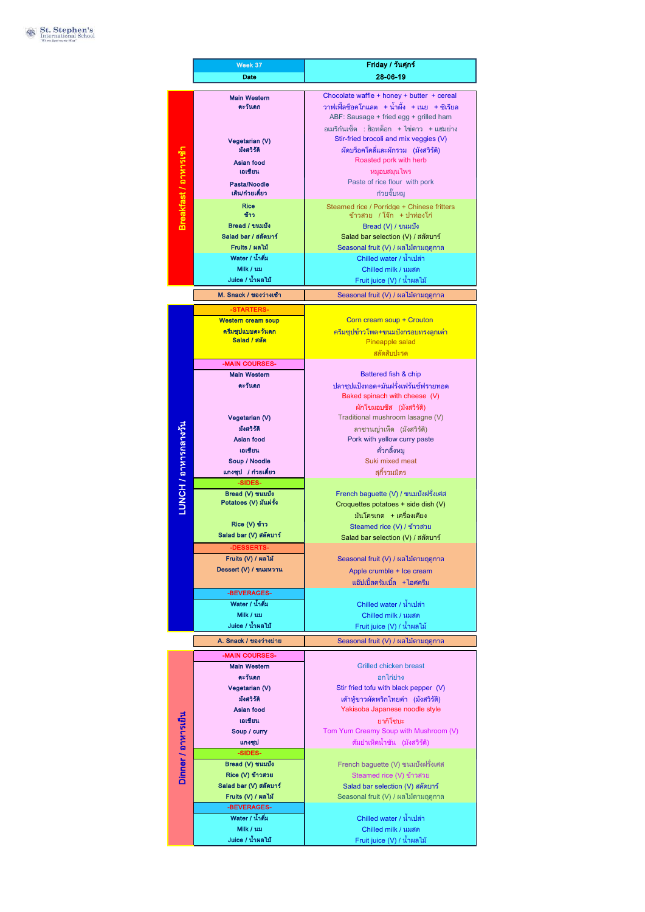St. Stephen's International School

| Week 37 | Friday / วันศุกร์ |
|---|---|
| Date | 28-06-19 |

## Breakfast / อาหารเช้า

| | |
|---|---|
| Main Western ตะวันตก | Chocolate waffle + honey + butter + cereal วาฟเฟิลช็อคโกแลต + น้ำผึ้ง + เนย + ซีเรียล ABF: Sausage + fried egg + grilled ham อเมริกันเซ็ต : ฮ๊อทด๊อก + ไข่ดาว + แฮมย่าง |
| Vegetarian (V) มังสวิรัติ | Stir-fried brocoli and mix veggies (V) ผัดบร๊อคโคลี่และผักรวม (มังสวิรัติ) |
| Asian food เอเชียน | Roasted pork with herb หมูอบสมุนไพร |
| Pasta/Noodle เส้น/ก๋วยเตี๋ยว | Paste of rice flour with pork ก๋วยจั๊บหมู |
| Rice ข้าว | Steamed rice / Porridge + Chinese fritters ข้าวสวย / โจ๊ก + ปาท่องโก๋ |
| Bread / ขนมปัง | Bread (V) / ขนมปัง |
| Salad bar / สลัดบาร์ | Salad bar selection (V) / สลัดบาร์ |
| Fruits / ผลไม้ | Seasonal fruit (V) / ผลไม้ตามฤดูกาล |
| Water / น้ำดื่ม | Chilled water / น้ำเปล่า |
| Milk / นม | Chilled milk / นมสด |
| Juice / น้ำผลไม้ | Fruit juice (V) / น้ำผลไม้ |

| | |
|---|---|
| M. Snack / ของว่างเช้า | Seasonal fruit (V) / ผลไม้ตามฤดูกาล |

## LUNCH / อาหารกลางวัน

| | |
|---|---|
| **-STARTERS-** | |
| Western cream soup ครีมซุปแบบตะวันตก | Corn cream soup + Crouton ครีมซุปข้าวโพด+ขนมปังกรอบทรงลูกเต๋า |
| Salad / สลัด | Pineapple salad สลัดสับปะรด |
| **-MAIN COURSES-** | |
| Main Western ตะวันตก | Battered fish & chip ปลาชุบแป้งทอด+มันฝรั่งเฟรันซ์ฟรายทอด Baked spinach with cheese (V) ผักโขมอบชีส (มังสวิรัติ) |
| Vegetarian (V) มังสวิรัติ | Traditional mushroom lasagne (V) ลาซานญ่าเห็ด (มังสวิรัติ) |
| Asian food เอเชียน | Pork with yellow curry paste คั่วกลิ้งหมู |
| Soup / Noodle แกงซุป / ก๋วยเตี๋ยว | Suki mixed meat สุกี้รวมมิตร |
| **-SIDES-** | |
| Bread (V) ขนมปัง | French baguette (V) / ขนมปังฝรั่งเศส |
| Potatoes (V) มันฝรั่ง | Croquettes potatoes + side dish (V) มันโครเกต + เครื่องเคียง |
| Rice (V) ข้าว | Steamed rice (V) / ข้าวสวย |
| Salad bar (V) สลัดบาร์ | Salad bar selection (V) / สลัดบาร์ |
| **-DESSERTS-** | |
| Fruits (V) / ผลไม้ | Seasonal fruit (V) / ผลไม้ตามฤดูกาล |
| Dessert (V) / ขนมหวาน | Apple crumble + Ice cream แอ๊ปเปิ้ลครัมเบิ้ล +ไอศครีม |
| **-BEVERAGES-** | |
| Water / น้ำดื่ม | Chilled water / น้ำเปล่า |
| Milk / นม | Chilled milk / นมสด |
| Juice / น้ำผลไม้ | Fruit juice (V) / น้ำผลไม้ |

| | |
|---|---|
| A. Snack / ของว่างบ่าย | Seasonal fruit (V) / ผลไม้ตามฤดูกาล |

## Dinner / อาหารเย็น

| | |
|---|---|
| **-MAIN COURSES-** | |
| Main Western ตะวันตก | Grilled chicken breast อกไก่ย่าง |
| Vegetarian (V) มังสวิรัติ | Stir fried tofu with black pepper (V) เต้าหู้ขาวผัดพริกไทยดำ (มังสวิรัติ) |
| Asian food เอเชียน | Yakisoba Japanese noodle style ยากิโซบะ |
| Soup / curry แกงซุป | Tom Yum Creamy Soup with Mushroom (V) ต้มยำเห็ดน้ำข้น (มังสวิรัติ) |
| **-SIDES-** | |
| Bread (V) ขนมปัง | French baguette (V) ขนมปังฝรั่งเศส |
| Rice (V) ข้าวสวย | Steamed rice (V) ข้าวสวย |
| Salad bar (V) สลัดบาร์ | Salad bar selection (V) สลัดบาร์ |
| Fruits (V) / ผลไม้ | Seasonal fruit (V) / ผลไม้ตามฤดูกาล |
| **-BEVERAGES-** | |
| Water / น้ำดื่ม | Chilled water / น้ำเปล่า |
| Milk / นม | Chilled milk / นมสด |
| Juice / น้ำผลไม้ | Fruit juice (V) / น้ำผลไม้ |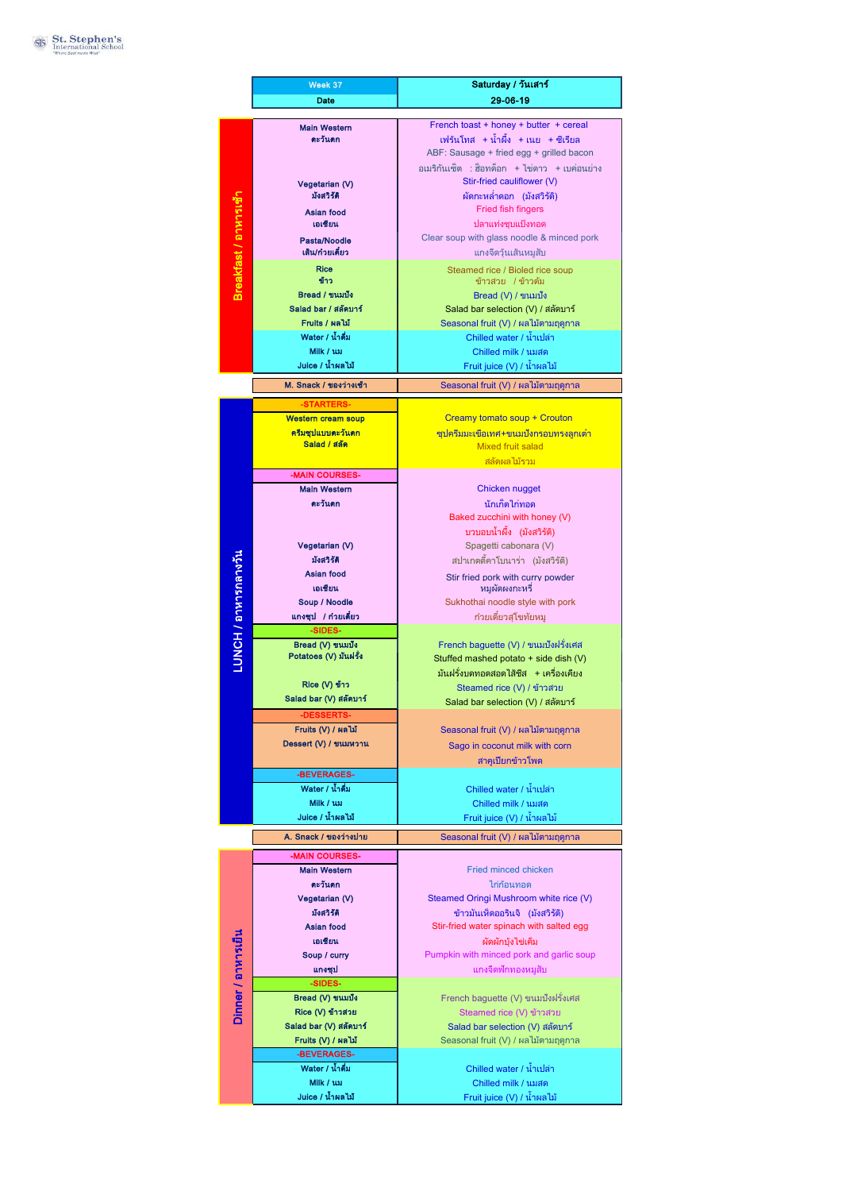St. Stephen's International School

| Week 37 | Saturday / วันเสาร์ |
|---|---|
| Date | 29-06-19 |

**Breakfast / อาหารเช้า**

| | |
|---|---|
| Main Western ตะวันตก | French toast + honey + butter + cereal<br>เฟร้นโทส + น้ำผึ้ง + เนย + ซีเรียล<br>ABF: Sausage + fried egg + grilled bacon<br>อเมริกันเซ็ต : ฮ็อทด็อก + ไข่ดาว + เบค่อนย่าง |
| Vegetarian (V) มังสวิรัติ | Stir-fried cauliflower (V)<br>ผัดกะหล่ำดอก (มังสวิรัติ) |
| Asian food เอเชียน | Fried fish fingers<br>ปลาแท่งชุบแป้งทอด |
| Pasta/Noodle เส้น/ก๋วยเตี๋ยว | Clear soup with glass noodle & minced pork<br>แกงจืดวุ้นเส้นหมูสับ |
| Rice ข้าว | Steamed rice / Bioled rice soup<br>ข้าวสวย / ข้าวต้ม |
| Bread / ขนมปัง | Bread (V) / ขนมปัง |
| Salad bar / สลัดบาร์ | Salad bar selection (V) / สลัดบาร์ |
| Fruits / ผลไม้ | Seasonal fruit (V) / ผลไม้ตามฤดูกาล |
| Water / น้ำดื่ม | Chilled water / น้ำเปล่า |
| Milk / นม | Chilled milk / นมสด |
| Juice / น้ำผลไม้ | Fruit juice (V) / น้ำผลไม้ |

| | |
|---|---|
| M. Snack / ของว่างเช้า | Seasonal fruit (V) / ผลไม้ตามฤดูกาล |

**LUNCH / อาหารกลางวัน**

| | |
|---|---|
| -STARTERS- | |
| Western cream soup ครีมซุปแบบตะวันตก | Creamy tomato soup + Crouton<br>ซุปครีมมะเขือเทศ+ขนมปังกรอบทรงลูกเต๋า |
| Salad / สลัด | Mixed fruit salad<br>สลัดผลไม้รวม |
| -MAIN COURSES- | |
| Main Western ตะวันตก | Chicken nugget<br>นักเก็ตไก่ทอด<br>Baked zucchini with honey (V)<br>บวบอบน้ำผึ้ง (มังสวิรัติ) |
| Vegetarian (V) มังสวิรัติ | Spagetti cabonara (V)<br>สปาเกตตี้คาโบนาร่า (มังสวิรัติ) |
| Asian food เอเชียน | Stir fried pork with curry powder<br>หมูผัดผงกะหรี่ |
| Soup / Noodle แกงจืด / ก๋วยเตี๋ยว | Sukhothai noodle style with pork<br>ก๋วยเตี๋ยวสุโขทัยหมู |
| -SIDES- | |
| Bread (V) ขนมปัง | French baguette (V) / ขนมปังฝรั่งเศส |
| Potatoes (V) มันฝรั่ง | Stuffed mashed potato + side dish (V)<br>มันฝรั่งบดทอดสอดไส้ชีส + เครื่องเคียง |
| Rice (V) ข้าว | Steamed rice (V) / ข้าวสวย |
| Salad bar (V) สลัดบาร์ | Salad bar selection (V) / สลัดบาร์ |
| -DESSERTS- | |
| Fruits (V) / ผลไม้ | Seasonal fruit (V) / ผลไม้ตามฤดูกาล |
| Dessert (V) / ขนมหวาน | Sago in coconut milk with corn<br>สาคูเปียกข้าวโพด |
| -BEVERAGES- | |
| Water / น้ำดื่ม | Chilled water / น้ำเปล่า |
| Milk / นม | Chilled milk / นมสด |
| Juice / น้ำผลไม้ | Fruit juice (V) / น้ำผลไม้ |

| | |
|---|---|
| A. Snack / ของว่างบ่าย | Seasonal fruit (V) / ผลไม้ตามฤดูกาล |

**Dinner / อาหารเย็น**

| | |
|---|---|
| -MAIN COURSES- | |
| Main Western ตะวันตก | Fried minced chicken<br>ไก่ก้อนทอด |
| Vegetarian (V) มังสวิรัติ | Steamed Oringi Mushroom white rice (V)<br>ข้าวมันเห็ดออรินจิ (มังสวิรัติ) |
| Asian food เอเชียน | Stir-fried water spinach with salted egg<br>ผัดผักบุ้งไข่เค็ม |
| Soup / curry แกงซุป | Pumpkin with minced pork and garlic soup<br>แกงจืดฟักทองหมูสับ |
| -SIDES- | |
| Bread (V) ขนมปัง | French baguette (V) ขนมปังฝรั่งเศส |
| Rice (V) ข้าวสวย | Steamed rice (V) ข้าวสวย |
| Salad bar (V) สลัดบาร์ | Salad bar selection (V) สลัดบาร์ |
| Fruits (V) / ผลไม้ | Seasonal fruit (V) / ผลไม้ตามฤดูกาล |
| -BEVERAGES- | |
| Water / น้ำดื่ม | Chilled water / น้ำเปล่า |
| Milk / นม | Chilled milk / นมสด |
| Juice / น้ำผลไม้ | Fruit juice (V) / น้ำผลไม้ |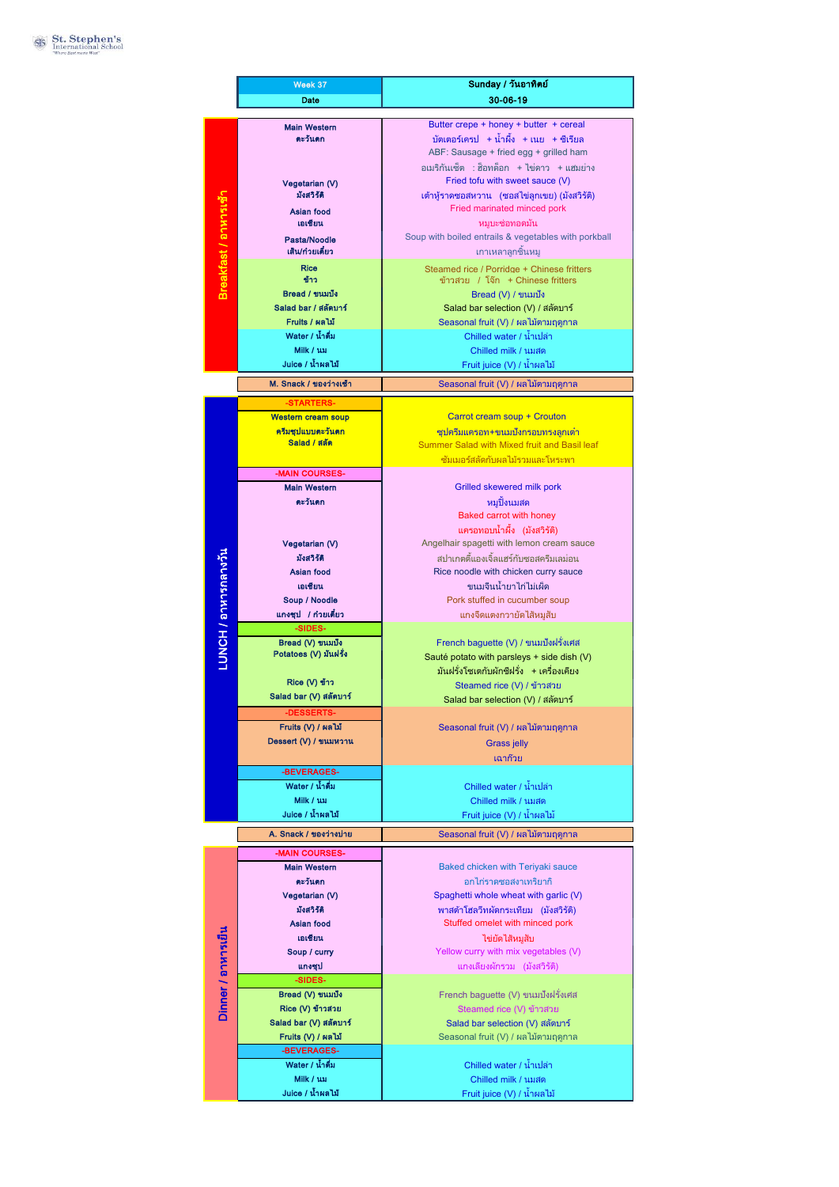St. Stephen's International School

| Week 37 | Sunday / วันอาทิตย์ |
|---|---|
| Date | 30-06-19 |

| | | |
|---|---|---|
| **Breakfast / อาหารเช้า** | Main Western<br>ตะวันตก | Butter crepe + honey + butter + cereal<br>บัตเตอร์เครป + น้ำผึ้ง + เนย + ซีเรียล<br>ABF: Sausage + fried egg + grilled ham<br>อเมริกันเซ็ต : ฮ็อทด็อก + ไข่ดาว + แฮมย่าง |
| | Vegetarian (V)<br>มังสวิรัติ | Fried tofu with sweet sauce (V)<br>เต้าหู้ราดซอสหวาน (ซอสไข่ลูกเขย) (มังสวิรัติ) |
| | Asian food<br>เอเชียน | Fried marinated minced pork<br>หมูบะช่อทอดมัน |
| | Pasta/Noodle<br>เส้น/ก๋วยเตี๋ยว | Soup with boiled entrails & vegetables with porkball<br>เกาเหลาลูกชิ้นหมู |
| | Rice<br>ข้าว | Steamed rice / Porridge + Chinese fritters<br>ข้าวสวย / โจ๊ก + Chinese fritters |
| | Bread / ขนมปัง | Bread (V) / ขนมปัง |
| | Salad bar / สลัดบาร์ | Salad bar selection (V) / สลัดบาร์ |
| | Fruits / ผลไม้ | Seasonal fruit (V) / ผลไม้ตามฤดูกาล |
| | Water / น้ำดื่ม | Chilled water / น้ำเปล่า |
| | Milk / นม | Chilled milk / นมสด |
| | Juice / น้ำผลไม้ | Fruit juice (V) / น้ำผลไม้ |
| | M. Snack / ของว่างเช้า | Seasonal fruit (V) / ผลไม้ตามฤดูกาล |
| **LUNCH / อาหารกลางวัน** | -STARTERS- | |
| | Western cream soup<br>ครีมซุปแบบตะวันตก | Carrot cream soup + Crouton<br>ซุปครีมแครอท+ขนมปังกรอบทรงลูกเต๋า |
| | Salad / สลัด | Summer Salad with Mixed fruit and Basil leaf<br>ซัมเมอร์สลัดกับผลไม้รวมและโหระพา |
| | -MAIN COURSES- | |
| | Main Western<br>ตะวันตก | Grilled skewered milk pork<br>หมูปิ้งนมสด<br>Baked carrot with honey<br>แครอทอบน้ำผึ้ง (มังสวิรัติ) |
| | Vegetarian (V)<br>มังสวิรัติ | Angelhair spagetti with lemon cream sauce<br>สปาเกตตี้แองเจิ้ลแฮร์กับซอสครีมเลมอน |
| | Asian food<br>เอเชียน | Rice noodle with chicken curry sauce<br>ขนมจีนน้ำยาไก่ไม่เผ็ด |
| | Soup / Noodle<br>แกงซุป / ก๋วยเตี๋ยว | Pork stuffed in cucumber soup<br>แกงจืดแตงกวายัดไส้หมูสับ |
| | -SIDES- | |
| | Bread (V) ขนมปัง | French baguette (V) / ขนมปังฝรั่งเศส |
| | Potatoes (V) มันฝรั่ง | Sauté potato with parsleys + side dish (V)<br>มันฝรั่งโซเตกับผักชีฝรั่ง + เครื่องเคียง |
| | Rice (V) ข้าว | Steamed rice (V) / ข้าวสวย |
| | Salad bar (V) สลัดบาร์ | Salad bar selection (V) / สลัดบาร์ |
| | -DESSERTS- | |
| | Fruits (V) / ผลไม้ | Seasonal fruit (V) / ผลไม้ตามฤดูกาล |
| | Dessert (V) / ขนมหวาน | Grass jelly<br>เฉาก๊วย |
| | -BEVERAGES- | |
| | Water / น้ำดื่ม | Chilled water / น้ำเปล่า |
| | Milk / นม | Chilled milk / นมสด |
| | Juice / น้ำผลไม้ | Fruit juice (V) / น้ำผลไม้ |
| | A. Snack / ของว่างบ่าย | Seasonal fruit (V) / ผลไม้ตามฤดูกาล |
| **Dinner / อาหารเย็น** | -MAIN COURSES- | |
| | Main Western<br>ตะวันตก | Baked chicken with Teriyaki sauce<br>อกไก่ราดซอสเทริยากิ |
| | Vegetarian (V)<br>มังสวิรัติ | Spaghetti whole wheat with garlic (V)<br>พาสต้าโฮลวีทผัดกระเทียม (มังสวิรัติ) |
| | Asian food<br>เอเชียน | Stuffed omelet with minced pork<br>ไข่ยัดไส้หมูสับ |
| | Soup / curry<br>แกงซุป | Yellow curry with mix vegetables (V)<br>แกงเลียงผักรวม (มังสวิรัติ) |
| | -SIDES- | |
| | Bread (V) ขนมปัง | French baguette (V) ขนมปังฝรั่งเศส |
| | Rice (V) ข้าวสวย | Steamed rice (V) ข้าวสวย |
| | Salad bar (V) สลัดบาร์ | Salad bar selection (V) สลัดบาร์ |
| | Fruits (V) / ผลไม้ | Seasonal fruit (V) / ผลไม้ตามฤดูกาล |
| | -BEVERAGES- | |
| | Water / น้ำดื่ม | Chilled water / น้ำเปล่า |
| | Milk / นม | Chilled milk / นมสด |
| | Juice / น้ำผลไม้ | Fruit juice (V) / น้ำผลไม้ |